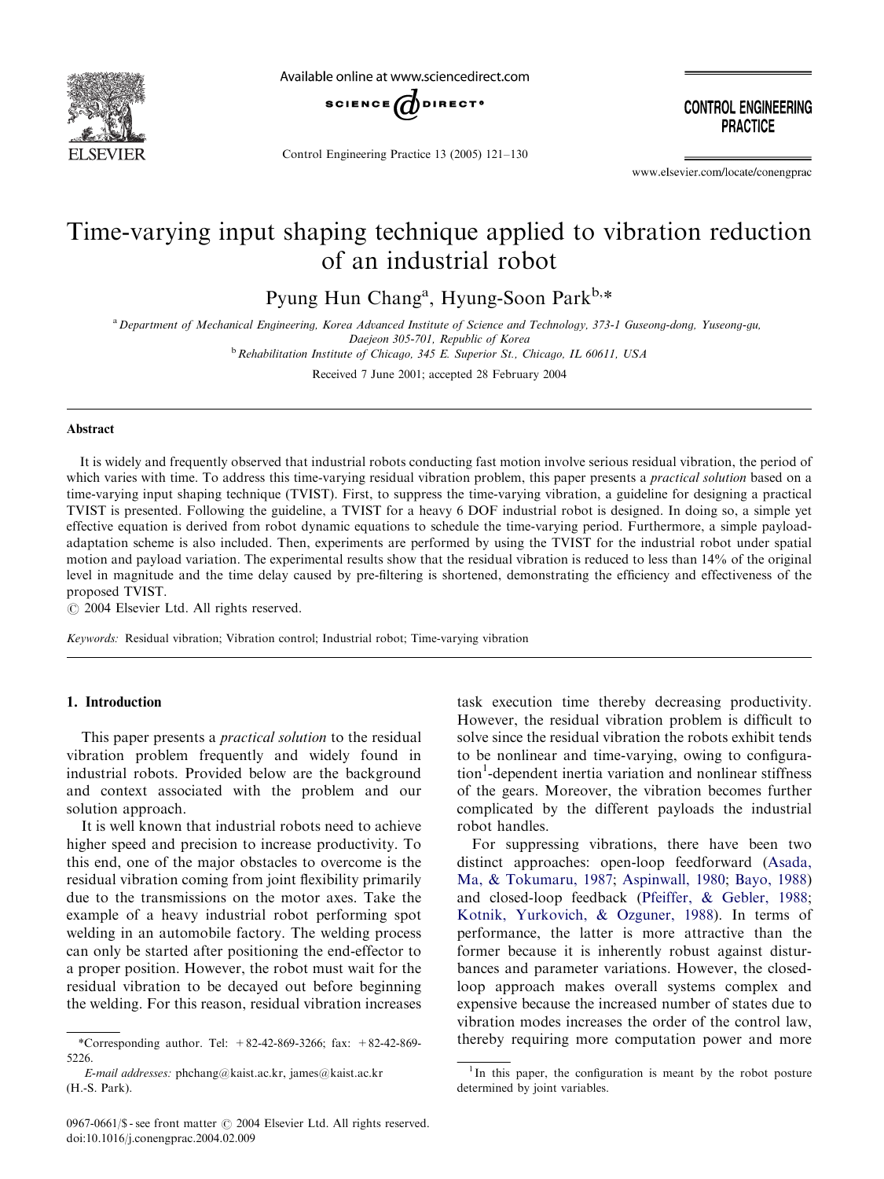# Time-varying input shaping technique applied to vibration reduction of an industrial robot

Pyung Hun Chang[a], Hyung-Soon Park[b,*]

[a] Department of Mechanical Engineering, Korea Advanced Institute of Science and Technology, 373-1 Guseong-dong, Yuseong-gu, Daejeon 305-701, Republic of Korea

[b] Rehabilitation Institute of Chicago, 345 E. Superior St., Chicago, IL 60611, USA

Received 7 June 2001; accepted 28 February 2004

## Abstract

It is widely and frequently observed that industrial robots conducting fast motion involve serious residual vibration, the period of which varies with time. To address this time-varying residual vibration problem, this paper presents a *practical solution* based on a time-varying input shaping technique (TVIST). First, to suppress the time-varying vibration, a guideline for designing a practical TVIST is presented. Following the guideline, a TVIST for a heavy 6 DOF industrial robot is designed. In doing so, a simple yet effective equation is derived from robot dynamic equations to schedule the time-varying period. Furthermore, a simple payload-adaptation scheme is also included. Then, experiments are performed by using the TVIST for the industrial robot under spatial motion and payload variation. The experimental results show that the residual vibration is reduced to less than 14% of the original level in magnitude and the time delay caused by pre-filtering is shortened, demonstrating the efficiency and effectiveness of the proposed TVIST.

© 2004 Elsevier Ltd. All rights reserved.

*Keywords:* Residual vibration; Vibration control; Industrial robot; Time-varying vibration

## 1. Introduction

This paper presents a *practical solution* to the residual vibration problem frequently and widely found in industrial robots. Provided below are the background and context associated with the problem and our solution approach.

It is well known that industrial robots need to achieve higher speed and precision to increase productivity. To this end, one of the major obstacles to overcome is the residual vibration coming from joint flexibility primarily due to the transmissions on the motor axes. Take the example of a heavy industrial robot performing spot welding in an automobile factory. The welding process can only be started after positioning the end-effector to a proper position. However, the robot must wait for the residual vibration to be decayed out before beginning the welding. For this reason, residual vibration increases task execution time thereby decreasing productivity. However, the residual vibration problem is difficult to solve since the residual vibration the robots exhibit tends to be nonlinear and time-varying, owing to configuration[1]-dependent inertia variation and nonlinear stiffness of the gears. Moreover, the vibration becomes further complicated by the different payloads the industrial robot handles.

For suppressing vibrations, there have been two distinct approaches: open-loop feedforward (Asada, Ma, & Tokumaru, 1987; Aspinwall, 1980; Bayo, 1988) and closed-loop feedback (Pfeiffer, & Gebler, 1988; Kotnik, Yurkovich, & Ozguner, 1988). In terms of performance, the latter is more attractive than the former because it is inherently robust against disturbances and parameter variations. However, the closed-loop approach makes overall systems complex and expensive because the increased number of states due to vibration modes increases the order of the control law, thereby requiring more computation power and more

*Corresponding author. Tel: +82-42-869-3266; fax: +82-42-869-5226.

*E-mail addresses:* phchang@kaist.ac.kr, james@kaist.ac.kr (H.-S. Park).

[1] In this paper, the configuration is meant by the robot posture determined by joint variables.

0967-0661/$ - see front matter © 2004 Elsevier Ltd. All rights reserved.
doi:10.1016/j.conengprac.2004.02.009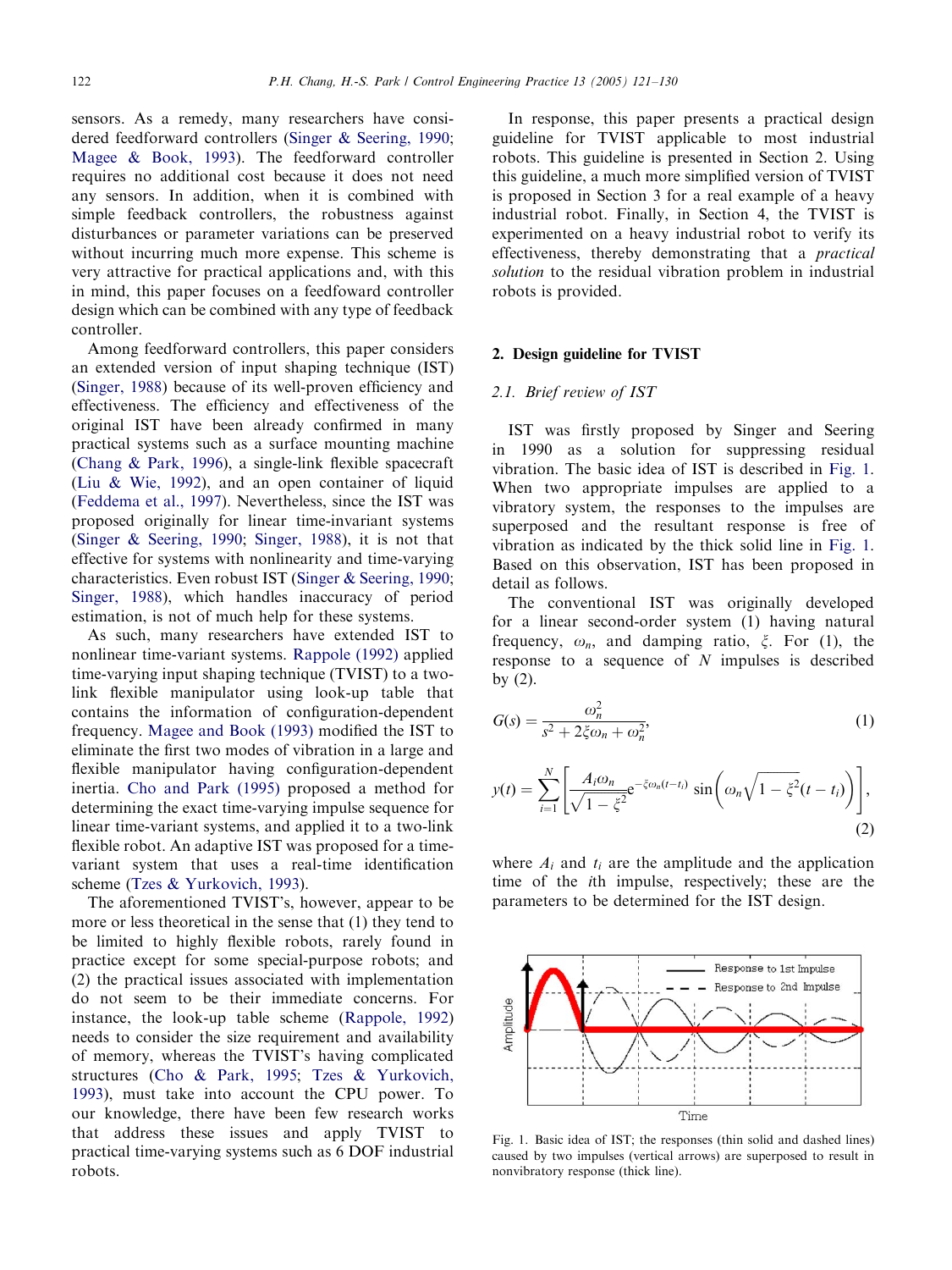sensors. As a remedy, many researchers have considered feedforward controllers (Singer & Seering, 1990; Magee & Book, 1993). The feedforward controller requires no additional cost because it does not need any sensors. In addition, when it is combined with simple feedback controllers, the robustness against disturbances or parameter variations can be preserved without incurring much more expense. This scheme is very attractive for practical applications and, with this in mind, this paper focuses on a feedfoward controller design which can be combined with any type of feedback controller.

Among feedforward controllers, this paper considers an extended version of input shaping technique (IST) (Singer, 1988) because of its well-proven efficiency and effectiveness. The efficiency and effectiveness of the original IST have been already confirmed in many practical systems such as a surface mounting machine (Chang & Park, 1996), a single-link flexible spacecraft (Liu & Wie, 1992), and an open container of liquid (Feddema et al., 1997). Nevertheless, since the IST was proposed originally for linear time-invariant systems (Singer & Seering, 1990; Singer, 1988), it is not that effective for systems with nonlinearity and time-varying characteristics. Even robust IST (Singer & Seering, 1990; Singer, 1988), which handles inaccuracy of period estimation, is not of much help for these systems.

As such, many researchers have extended IST to nonlinear time-variant systems. Rappole (1992) applied time-varying input shaping technique (TVIST) to a two-link flexible manipulator using look-up table that contains the information of configuration-dependent frequency. Magee and Book (1993) modified the IST to eliminate the first two modes of vibration in a large and flexible manipulator having configuration-dependent inertia. Cho and Park (1995) proposed a method for determining the exact time-varying impulse sequence for linear time-variant systems, and applied it to a two-link flexible robot. An adaptive IST was proposed for a time-variant system that uses a real-time identification scheme (Tzes & Yurkovich, 1993).

The aforementioned TVIST's, however, appear to be more or less theoretical in the sense that (1) they tend to be limited to highly flexible robots, rarely found in practice except for some special-purpose robots; and (2) the practical issues associated with implementation do not seem to be their immediate concerns. For instance, the look-up table scheme (Rappole, 1992) needs to consider the size requirement and availability of memory, whereas the TVIST's having complicated structures (Cho & Park, 1995; Tzes & Yurkovich, 1993), must take into account the CPU power. To our knowledge, there have been few research works that address these issues and apply TVIST to practical time-varying systems such as 6 DOF industrial robots.

In response, this paper presents a practical design guideline for TVIST applicable to most industrial robots. This guideline is presented in Section 2. Using this guideline, a much more simplified version of TVIST is proposed in Section 3 for a real example of a heavy industrial robot. Finally, in Section 4, the TVIST is experimented on a heavy industrial robot to verify its effectiveness, thereby demonstrating that a *practical solution* to the residual vibration problem in industrial robots is provided.

## 2. Design guideline for TVIST

### 2.1. Brief review of IST

IST was firstly proposed by Singer and Seering in 1990 as a solution for suppressing residual vibration. The basic idea of IST is described in Fig. 1. When two appropriate impulses are applied to a vibratory system, the responses to the impulses are superposed and the resultant response is free of vibration as indicated by the thick solid line in Fig. 1. Based on this observation, IST has been proposed in detail as follows.

The conventional IST was originally developed for a linear second-order system (1) having natural frequency, $\omega_n$, and damping ratio, $\xi$. For (1), the response to a sequence of $N$ impulses is described by (2).

$$G(s) = \frac{\omega_n^2}{s^2 + 2\xi\omega_n + \omega_n^2}, \tag{1}$$

$$y(t) = \sum_{i=1}^{N} \left[ \frac{A_i \omega_n}{\sqrt{1-\xi^2}} e^{-\xi\omega_n(t-t_i)} \sin\left(\omega_n\sqrt{1-\xi^2}(t-t_i)\right) \right], \tag{2}$$

where $A_i$ and $t_i$ are the amplitude and the application time of the $i$th impulse, respectively; these are the parameters to be determined for the IST design.

Fig. 1. Basic idea of IST; the responses (thin solid and dashed lines) caused by two impulses (vertical arrows) are superposed to result in nonvibratory response (thick line).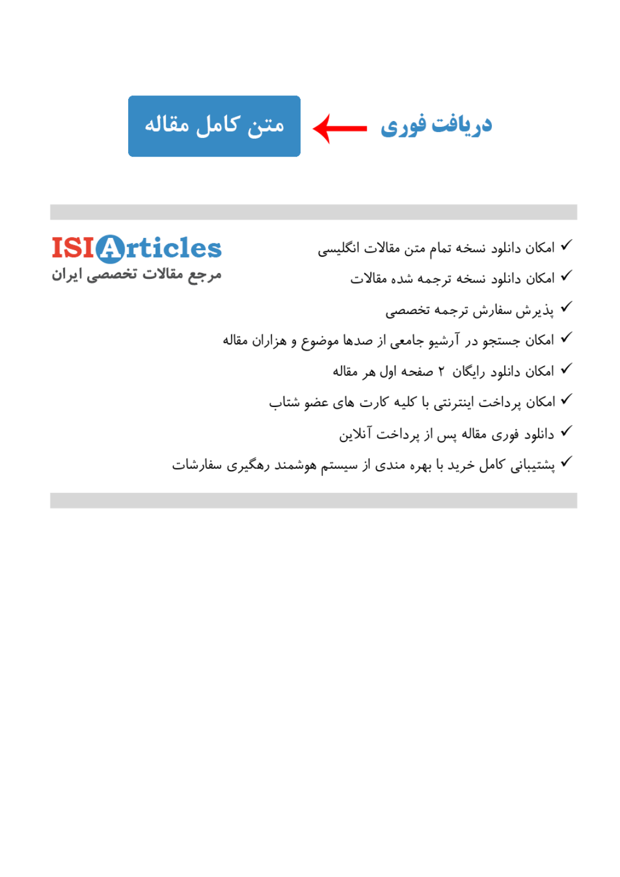دریافت فوری ← **متن کامل مقاله**

**ISIArticles**
مرجع مقالات تخصصی ایران

- ✓ امکان دانلود نسخه تمام متن مقالات انگلیسی
- ✓ امکان دانلود نسخه ترجمه شده مقالات
- ✓ پذیرش سفارش ترجمه تخصصی
- ✓ امکان جستجو در آرشیو جامعی از صدها موضوع و هزاران مقاله
- ✓ امکان دانلود رایگان ۲ صفحه اول هر مقاله
- ✓ امکان پرداخت اینترنتی با کلیه کارت های عضو شتاب
- ✓ دانلود فوری مقاله پس از پرداخت آنلاین
- ✓ پشتیبانی کامل خرید با بهره مندی از سیستم هوشمند رهگیری سفارشات